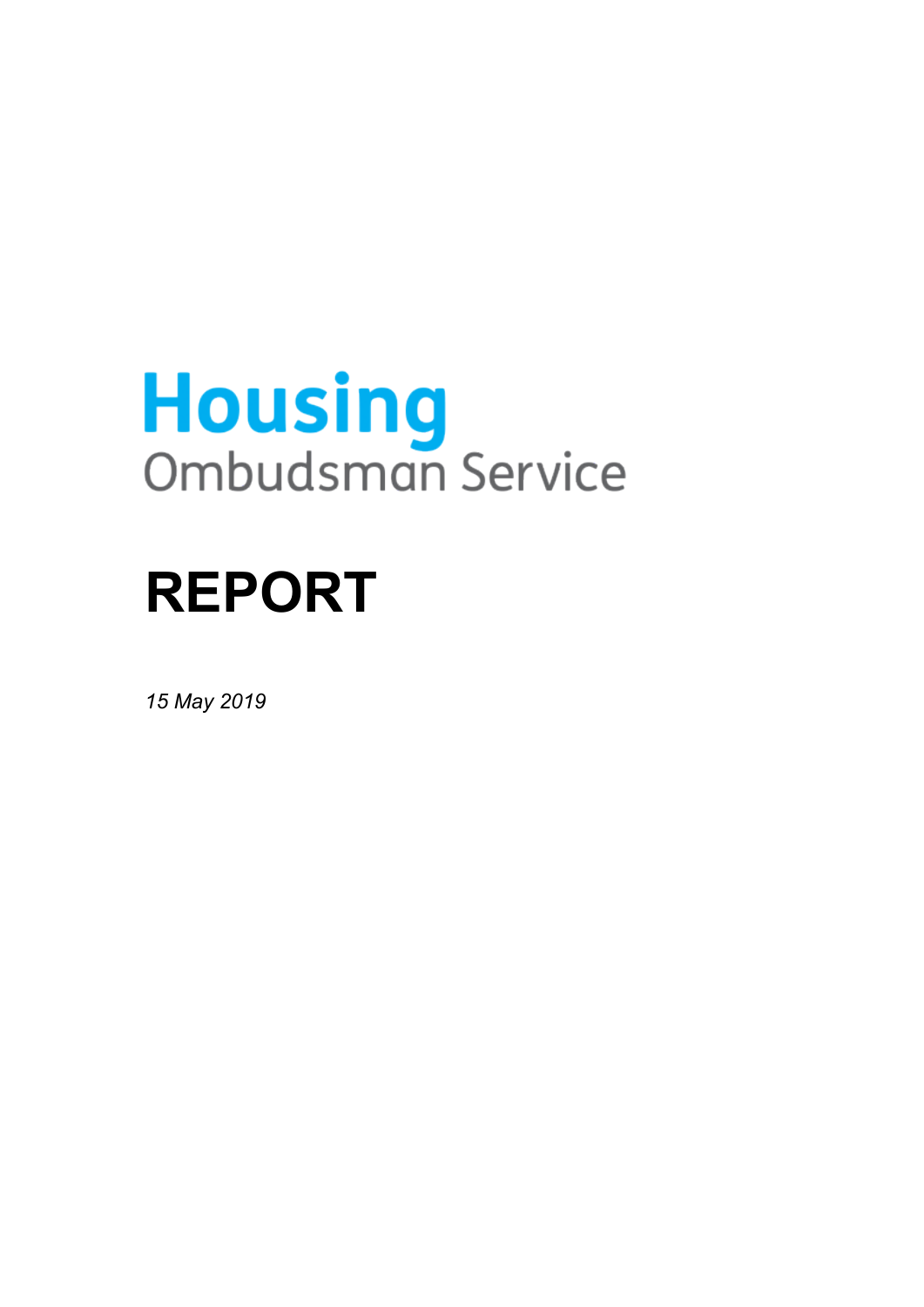Housing
Ombudsman Service

# REPORT

*15 May 2019*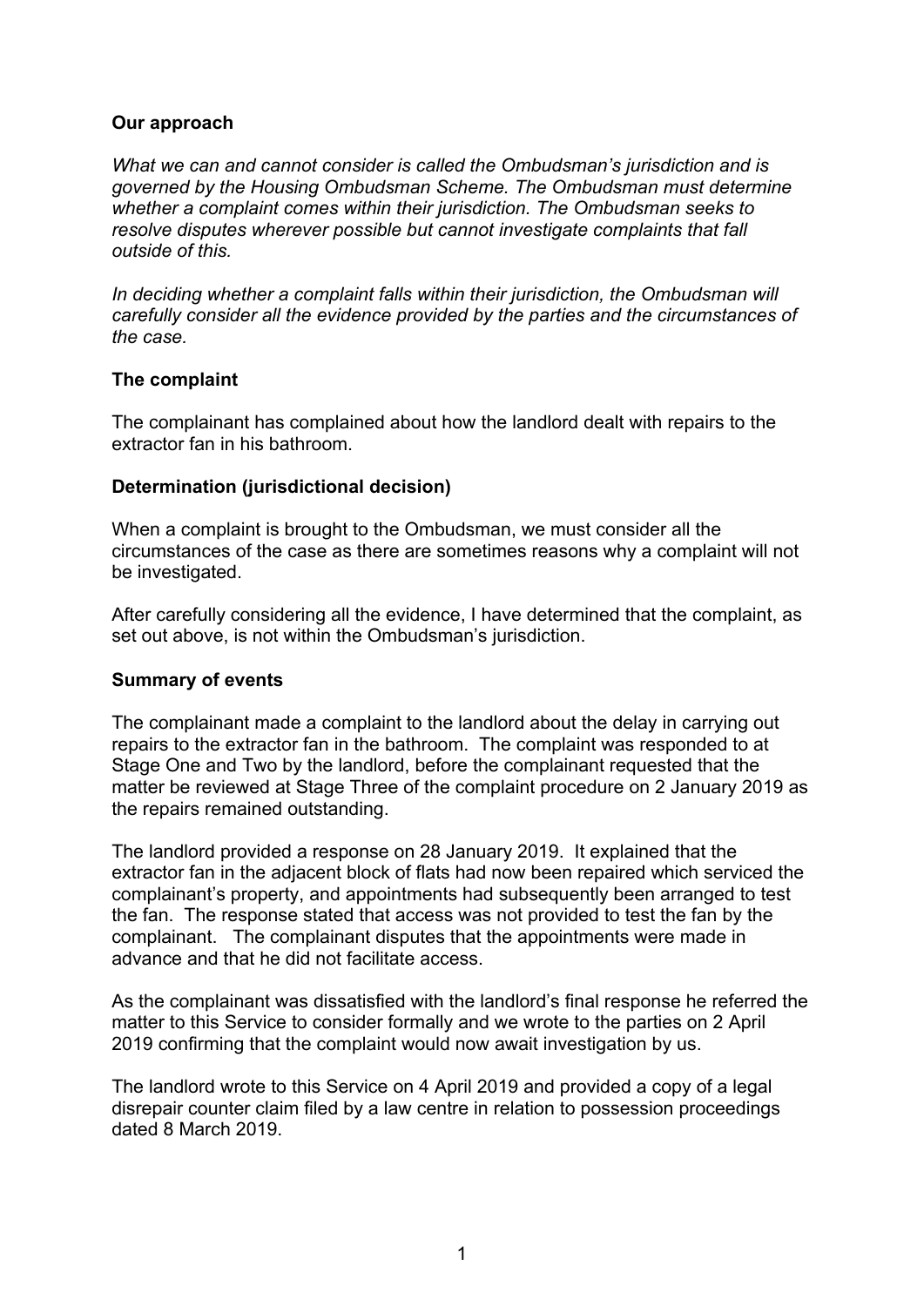## Our approach

*What we can and cannot consider is called the Ombudsman's jurisdiction and is governed by the Housing Ombudsman Scheme. The Ombudsman must determine whether a complaint comes within their jurisdiction. The Ombudsman seeks to resolve disputes wherever possible but cannot investigate complaints that fall outside of this.*

*In deciding whether a complaint falls within their jurisdiction, the Ombudsman will carefully consider all the evidence provided by the parties and the circumstances of the case.*

## The complaint

The complainant has complained about how the landlord dealt with repairs to the extractor fan in his bathroom.

## Determination (jurisdictional decision)

When a complaint is brought to the Ombudsman, we must consider all the circumstances of the case as there are sometimes reasons why a complaint will not be investigated.

After carefully considering all the evidence, I have determined that the complaint, as set out above, is not within the Ombudsman's jurisdiction.

## Summary of events

The complainant made a complaint to the landlord about the delay in carrying out repairs to the extractor fan in the bathroom. The complaint was responded to at Stage One and Two by the landlord, before the complainant requested that the matter be reviewed at Stage Three of the complaint procedure on 2 January 2019 as the repairs remained outstanding.

The landlord provided a response on 28 January 2019. It explained that the extractor fan in the adjacent block of flats had now been repaired which serviced the complainant's property, and appointments had subsequently been arranged to test the fan. The response stated that access was not provided to test the fan by the complainant. The complainant disputes that the appointments were made in advance and that he did not facilitate access.

As the complainant was dissatisfied with the landlord's final response he referred the matter to this Service to consider formally and we wrote to the parties on 2 April 2019 confirming that the complaint would now await investigation by us.

The landlord wrote to this Service on 4 April 2019 and provided a copy of a legal disrepair counter claim filed by a law centre in relation to possession proceedings dated 8 March 2019.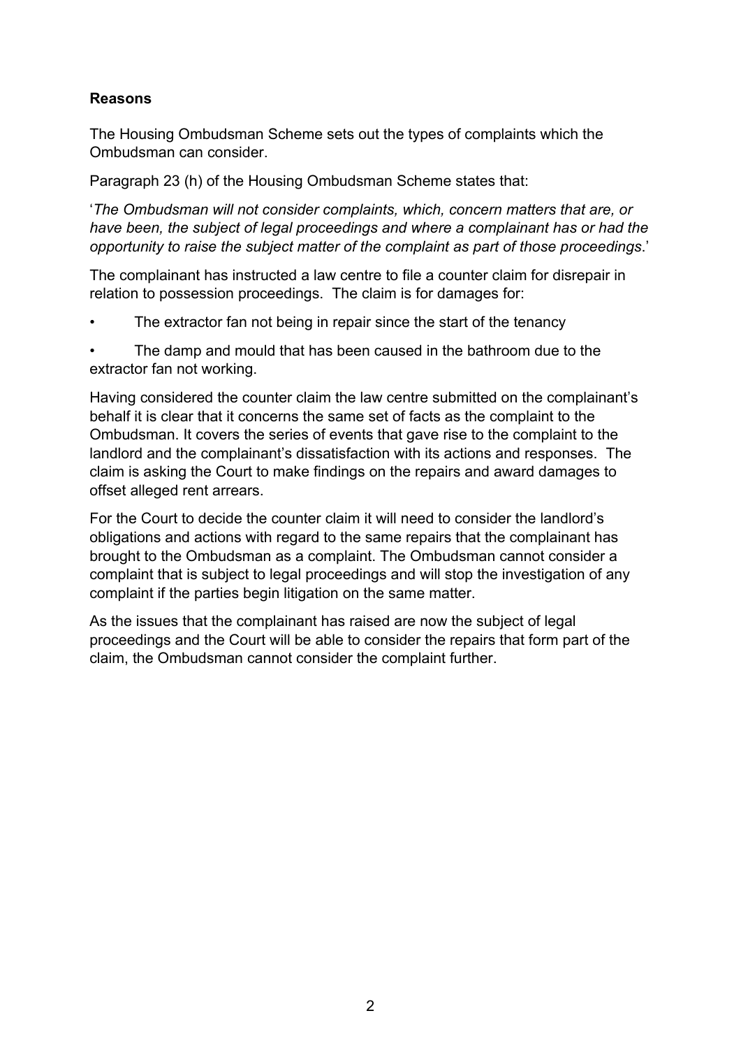## Reasons

The Housing Ombudsman Scheme sets out the types of complaints which the Ombudsman can consider.

Paragraph 23 (h) of the Housing Ombudsman Scheme states that:

'*The Ombudsman will not consider complaints, which, concern matters that are, or have been, the subject of legal proceedings and where a complainant has or had the opportunity to raise the subject matter of the complaint as part of those proceedings*.'

The complainant has instructed a law centre to file a counter claim for disrepair in relation to possession proceedings. The claim is for damages for:

- The extractor fan not being in repair since the start of the tenancy
- The damp and mould that has been caused in the bathroom due to the extractor fan not working.

Having considered the counter claim the law centre submitted on the complainant's behalf it is clear that it concerns the same set of facts as the complaint to the Ombudsman. It covers the series of events that gave rise to the complaint to the landlord and the complainant's dissatisfaction with its actions and responses. The claim is asking the Court to make findings on the repairs and award damages to offset alleged rent arrears.

For the Court to decide the counter claim it will need to consider the landlord's obligations and actions with regard to the same repairs that the complainant has brought to the Ombudsman as a complaint. The Ombudsman cannot consider a complaint that is subject to legal proceedings and will stop the investigation of any complaint if the parties begin litigation on the same matter.

As the issues that the complainant has raised are now the subject of legal proceedings and the Court will be able to consider the repairs that form part of the claim, the Ombudsman cannot consider the complaint further.